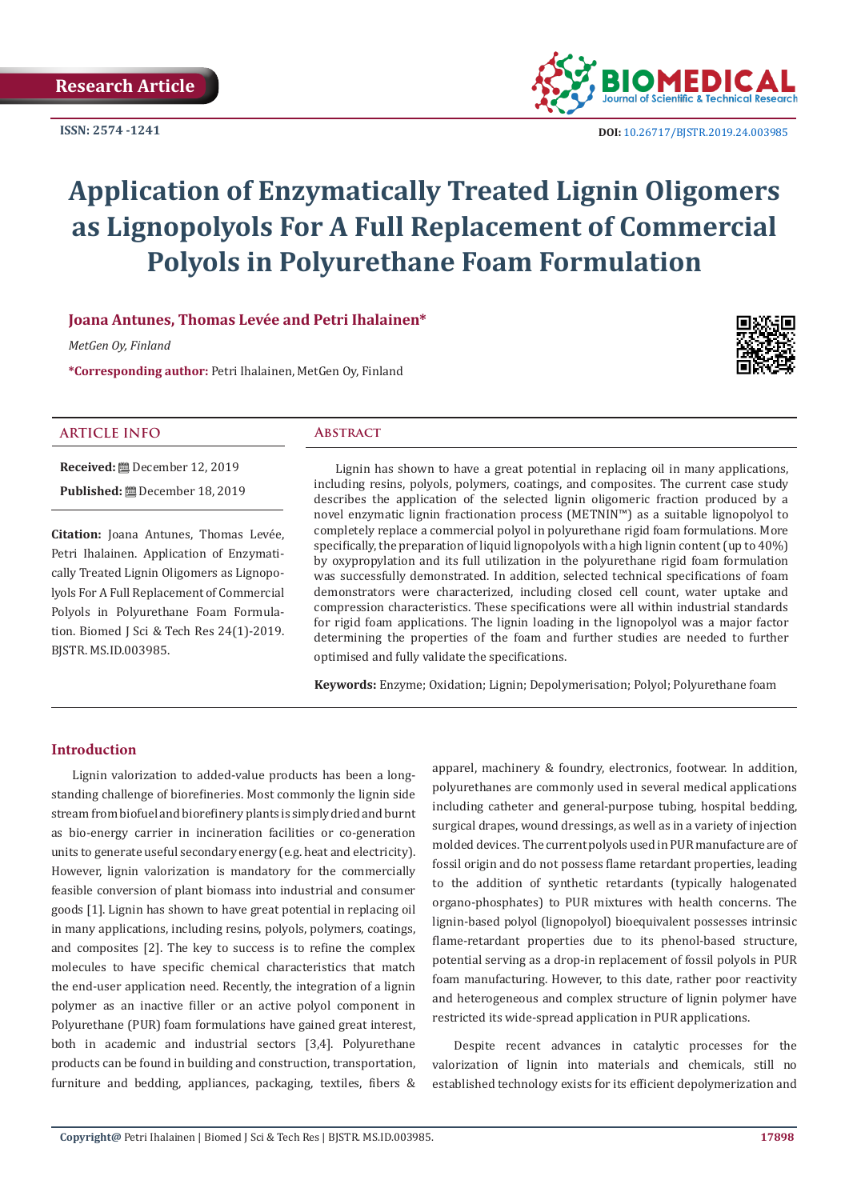Research Article

ISSN: 2574 -1241

DOI: 10.26717/BJSTR.2019.24.003985

# Application of Enzymatically Treated Lignin Oligomers as Lignopolyols For A Full Replacement of Commercial Polyols in Polyurethane Foam Formulation

**Joana Antunes, Thomas Levée and Petri Ihalainen***

*MetGen Oy, Finland*

***Corresponding author:** Petri Ihalainen, MetGen Oy, Finland

## ARTICLE INFO

**Received:** December 12, 2019

**Published:** December 18, 2019

**Citation:** Joana Antunes, Thomas Levée, Petri Ihalainen. Application of Enzymatically Treated Lignin Oligomers as Lignopolyols For A Full Replacement of Commercial Polyols in Polyurethane Foam Formulation. Biomed J Sci & Tech Res 24(1)-2019. BJSTR. MS.ID.003985.

## Abstract

Lignin has shown to have a great potential in replacing oil in many applications, including resins, polyols, polymers, coatings, and composites. The current case study describes the application of the selected lignin oligomeric fraction produced by a novel enzymatic lignin fractionation process (METNIN™) as a suitable lignopolyol to completely replace a commercial polyol in polyurethane rigid foam formulations. More specifically, the preparation of liquid lignopolyols with a high lignin content (up to 40%) by oxypropylation and its full utilization in the polyurethane rigid foam formulation was successfully demonstrated. In addition, selected technical specifications of foam demonstrators were characterized, including closed cell count, water uptake and compression characteristics. These specifications were all within industrial standards for rigid foam applications. The lignin loading in the lignopolyol was a major factor determining the properties of the foam and further studies are needed to further optimised and fully validate the specifications.

**Keywords:** Enzyme; Oxidation; Lignin; Depolymerisation; Polyol; Polyurethane foam

## Introduction

Lignin valorization to added-value products has been a long-standing challenge of biorefineries. Most commonly the lignin side stream from biofuel and biorefinery plants is simply dried and burnt as bio-energy carrier in incineration facilities or co-generation units to generate useful secondary energy (e.g. heat and electricity). However, lignin valorization is mandatory for the commercially feasible conversion of plant biomass into industrial and consumer goods [1]. Lignin has shown to have great potential in replacing oil in many applications, including resins, polyols, polymers, coatings, and composites [2]. The key to success is to refine the complex molecules to have specific chemical characteristics that match the end-user application need. Recently, the integration of a lignin polymer as an inactive filler or an active polyol component in Polyurethane (PUR) foam formulations have gained great interest, both in academic and industrial sectors [3,4]. Polyurethane products can be found in building and construction, transportation, furniture and bedding, appliances, packaging, textiles, fibers & apparel, machinery & foundry, electronics, footwear. In addition, polyurethanes are commonly used in several medical applications including catheter and general-purpose tubing, hospital bedding, surgical drapes, wound dressings, as well as in a variety of injection molded devices. The current polyols used in PUR manufacture are of fossil origin and do not possess flame retardant properties, leading to the addition of synthetic retardants (typically halogenated organo-phosphates) to PUR mixtures with health concerns. The lignin-based polyol (lignopolyol) bioequivalent possesses intrinsic flame-retardant properties due to its phenol-based structure, potential serving as a drop-in replacement of fossil polyols in PUR foam manufacturing. However, to this date, rather poor reactivity and heterogeneous and complex structure of lignin polymer have restricted its wide-spread application in PUR applications.

Despite recent advances in catalytic processes for the valorization of lignin into materials and chemicals, still no established technology exists for its efficient depolymerization and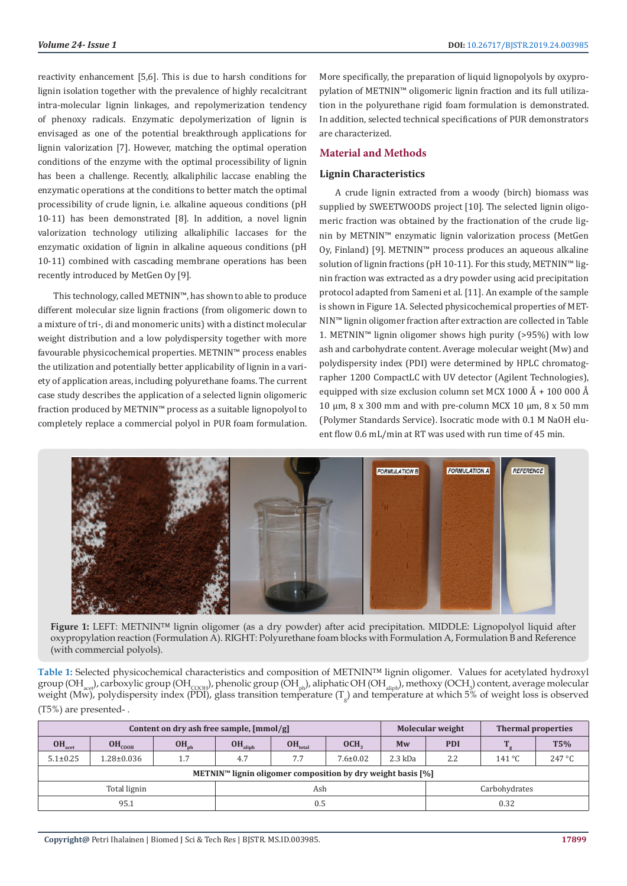reactivity enhancement [5,6]. This is due to harsh conditions for lignin isolation together with the prevalence of highly recalcitrant intra-molecular lignin linkages, and repolymerization tendency of phenoxy radicals. Enzymatic depolymerization of lignin is envisaged as one of the potential breakthrough applications for lignin valorization [7]. However, matching the optimal operation conditions of the enzyme with the optimal processibility of lignin has been a challenge. Recently, alkaliphilic laccase enabling the enzymatic operations at the conditions to better match the optimal processibility of crude lignin, i.e. alkaline aqueous conditions (pH 10-11) has been demonstrated [8]. In addition, a novel lignin valorization technology utilizing alkaliphilic laccases for the enzymatic oxidation of lignin in alkaline aqueous conditions (pH 10-11) combined with cascading membrane operations has been recently introduced by MetGen Oy [9].

This technology, called METNIN™, has shown to able to produce different molecular size lignin fractions (from oligomeric down to a mixture of tri-, di and monomeric units) with a distinct molecular weight distribution and a low polydispersity together with more favourable physicochemical properties. METNIN™ process enables the utilization and potentially better applicability of lignin in a variety of application areas, including polyurethane foams. The current case study describes the application of a selected lignin oligomeric fraction produced by METNIN™ process as a suitable lignopolyol to completely replace a commercial polyol in PUR foam formulation. More specifically, the preparation of liquid lignopolyols by oxypropylation of METNIN™ oligomeric lignin fraction and its full utilization in the polyurethane rigid foam formulation is demonstrated. In addition, selected technical specifications of PUR demonstrators are characterized.

## Material and Methods

### Lignin Characteristics

A crude lignin extracted from a woody (birch) biomass was supplied by SWEETWOODS project [10]. The selected lignin oligomeric fraction was obtained by the fractionation of the crude lignin by METNIN™ enzymatic lignin valorization process (MetGen Oy, Finland) [9]. METNIN™ process produces an aqueous alkaline solution of lignin fractions (pH 10-11). For this study, METNIN™ lignin fraction was extracted as a dry powder using acid precipitation protocol adapted from Sameni et al. [11]. An example of the sample is shown in Figure 1A. Selected physicochemical properties of METNIN™ lignin oligomer fraction after extraction are collected in Table 1. METNIN™ lignin oligomer shows high purity (>95%) with low ash and carbohydrate content. Average molecular weight (Mw) and polydispersity index (PDI) were determined by HPLC chromatographer 1200 CompactLC with UV detector (Agilent Technologies), equipped with size exclusion column set MCX 1000 Å + 100 000 Å 10 µm, 8 x 300 mm and with pre-column MCX 10 µm, 8 x 50 mm (Polymer Standards Service). Isocratic mode with 0.1 M NaOH eluent flow 0.6 mL/min at RT was used with run time of 45 min.

**Figure 1:** LEFT: METNIN™ lignin oligomer (as a dry powder) after acid precipitation. MIDDLE: Lignopolyol liquid after oxypropylation reaction (Formulation A). RIGHT: Polyurethane foam blocks with Formulation A, Formulation B and Reference (with commercial polyols).

**Table 1:** Selected physicochemical characteristics and composition of METNIN™ lignin oligomer. Values for acetylated hydroxyl group ($OH_{acet}$), carboxylic group ($OH_{COOH}$), phenolic group ($OH_{ph}$), aliphatic OH ($OH_{aliph}$), methoxy ($OCH_3$) content, average molecular weight (Mw), polydispersity index (PDI), glass transition temperature ($T_g$) and temperature at which 5% of weight loss is observed (T5%) are presented- .

| Content on dry ash free sample, [mmol/g] | | | | | | Molecular weight | | Thermal properties | |
|---|---|---|---|---|---|---|---|---|---|
| $OH_{acet}$ | $OH_{COOH}$ | $OH_{ph}$ | $OH_{aliph}$ | $OH_{total}$ | $OCH_3$ | Mw | PDI | $T_g$ | T5% |
| 5.1±0.25 | 1.28±0.036 | 1.7 | 4.7 | 7.7 | 7.6±0.02 | 2.3 kDa | 2.2 | 141 °C | 247 °C |
| **METNIN™ lignin oligomer composition by dry weight basis [%]** | | | | | | | | | |
| Total lignin | | | Ash | | | | Carbohydrates | | |
| 95.1 | | | 0.5 | | | | 0.32 | | |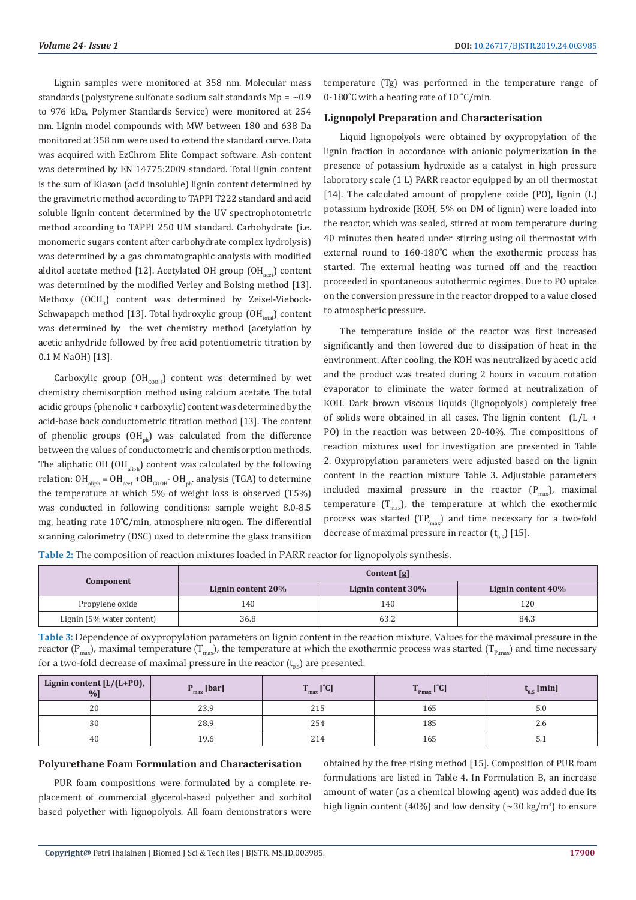Lignin samples were monitored at 358 nm. Molecular mass standards (polystyrene sulfonate sodium salt standards Mp = ~0.9 to 976 kDa, Polymer Standards Service) were monitored at 254 nm. Lignin model compounds with MW between 180 and 638 Da monitored at 358 nm were used to extend the standard curve. Data was acquired with EzChrom Elite Compact software. Ash content was determined by EN 14775:2009 standard. Total lignin content is the sum of Klason (acid insoluble) lignin content determined by the gravimetric method according to TAPPI T222 standard and acid soluble lignin content determined by the UV spectrophotometric method according to TAPPI 250 UM standard. Carbohydrate (i.e. monomeric sugars content after carbohydrate complex hydrolysis) was determined by a gas chromatographic analysis with modified alditol acetate method [12]. Acetylated OH group ($OH_{acet}$) content was determined by the modified Verley and Bolsing method [13]. Methoxy ($OCH_3$) content was determined by Zeisel-Viebock-Schwapapch method [13]. Total hydroxylic group ($OH_{total}$) content was determined by the wet chemistry method (acetylation by acetic anhydride followed by free acid potentiometric titration by 0.1 M NaOH) [13].

Carboxylic group ($OH_{COOH}$) content was determined by wet chemistry chemisorption method using calcium acetate. The total acidic groups (phenolic + carboxylic) content was determined by the acid-base back conductometric titration method [13]. The content of phenolic groups ($OH_{ph}$) was calculated from the difference between the values of conductometric and chemisorption methods. The aliphatic OH ($OH_{aliph}$) content was calculated by the following relation: $OH_{aliph} = OH_{acet} + OH_{COOH} - OH_{ph}$. analysis (TGA) to determine the temperature at which 5% of weight loss is observed (T5%) was conducted in following conditions: sample weight 8.0-8.5 mg, heating rate 10°C/min, atmosphere nitrogen. The differential scanning calorimetry (DSC) used to determine the glass transition temperature (Tg) was performed in the temperature range of 0-180°C with a heating rate of 10 °C/min.

## Lignopolyl Preparation and Characterisation

Liquid lignopolyols were obtained by oxypropylation of the lignin fraction in accordance with anionic polymerization in the presence of potassium hydroxide as a catalyst in high pressure laboratory scale (1 L) PARR reactor equipped by an oil thermostat [14]. The calculated amount of propylene oxide (PO), lignin (L) potassium hydroxide (KOH, 5% on DM of lignin) were loaded into the reactor, which was sealed, stirred at room temperature during 40 minutes then heated under stirring using oil thermostat with external round to 160-180°C when the exothermic process has started. The external heating was turned off and the reaction proceeded in spontaneous autothermic regimes. Due to PO uptake on the conversion pressure in the reactor dropped to a value closed to atmospheric pressure.

The temperature inside of the reactor was first increased significantly and then lowered due to dissipation of heat in the environment. After cooling, the KOH was neutralized by acetic acid and the product was treated during 2 hours in vacuum rotation evaporator to eliminate the water formed at neutralization of KOH. Dark brown viscous liquids (lignopolyols) completely free of solids were obtained in all cases. The lignin content (L/L + PO) in the reaction was between 20-40%. The compositions of reaction mixtures used for investigation are presented in Table 2. Oxypropylation parameters were adjusted based on the lignin content in the reaction mixture Table 3. Adjustable parameters included maximal pressure in the reactor ($P_{max}$), maximal temperature ($T_{max}$), the temperature at which the exothermic process was started ($TP_{max}$) and time necessary for a two-fold decrease of maximal pressure in reactor ($t_{0.5}$) [15].

**Table 2:** The composition of reaction mixtures loaded in PARR reactor for lignopolyols synthesis.

| Component | Content [g] | | |
|---|---|---|---|
| | Lignin content 20% | Lignin content 30% | Lignin content 40% |
| Propylene oxide | 140 | 140 | 120 |
| Lignin (5% water content) | 36.8 | 63.2 | 84.3 |

**Table 3:** Dependence of oxypropylation parameters on lignin content in the reaction mixture. Values for the maximal pressure in the reactor ($P_{max}$), maximal temperature ($T_{max}$), the temperature at which the exothermic process was started ($T_{P,max}$) and time necessary for a two-fold decrease of maximal pressure in the reactor ($t_{0.5}$) are presented.

| Lignin content [L/(L+PO), %] | $P_{max}$ [bar] | $T_{max}$ [°C] | $T_{P,max}$ [°C] | $t_{0.5}$ [min] |
|---|---|---|---|---|
| 20 | 23.9 | 215 | 165 | 5.0 |
| 30 | 28.9 | 254 | 185 | 2.6 |
| 40 | 19.6 | 214 | 165 | 5.1 |

## Polyurethane Foam Formulation and Characterisation

PUR foam compositions were formulated by a complete replacement of commercial glycerol-based polyether and sorbitol based polyether with lignopolyols. All foam demonstrators were obtained by the free rising method [15]. Composition of PUR foam formulations are listed in Table 4. In Formulation B, an increase amount of water (as a chemical blowing agent) was added due its high lignin content (40%) and low density (~30 kg/m$^3$) to ensure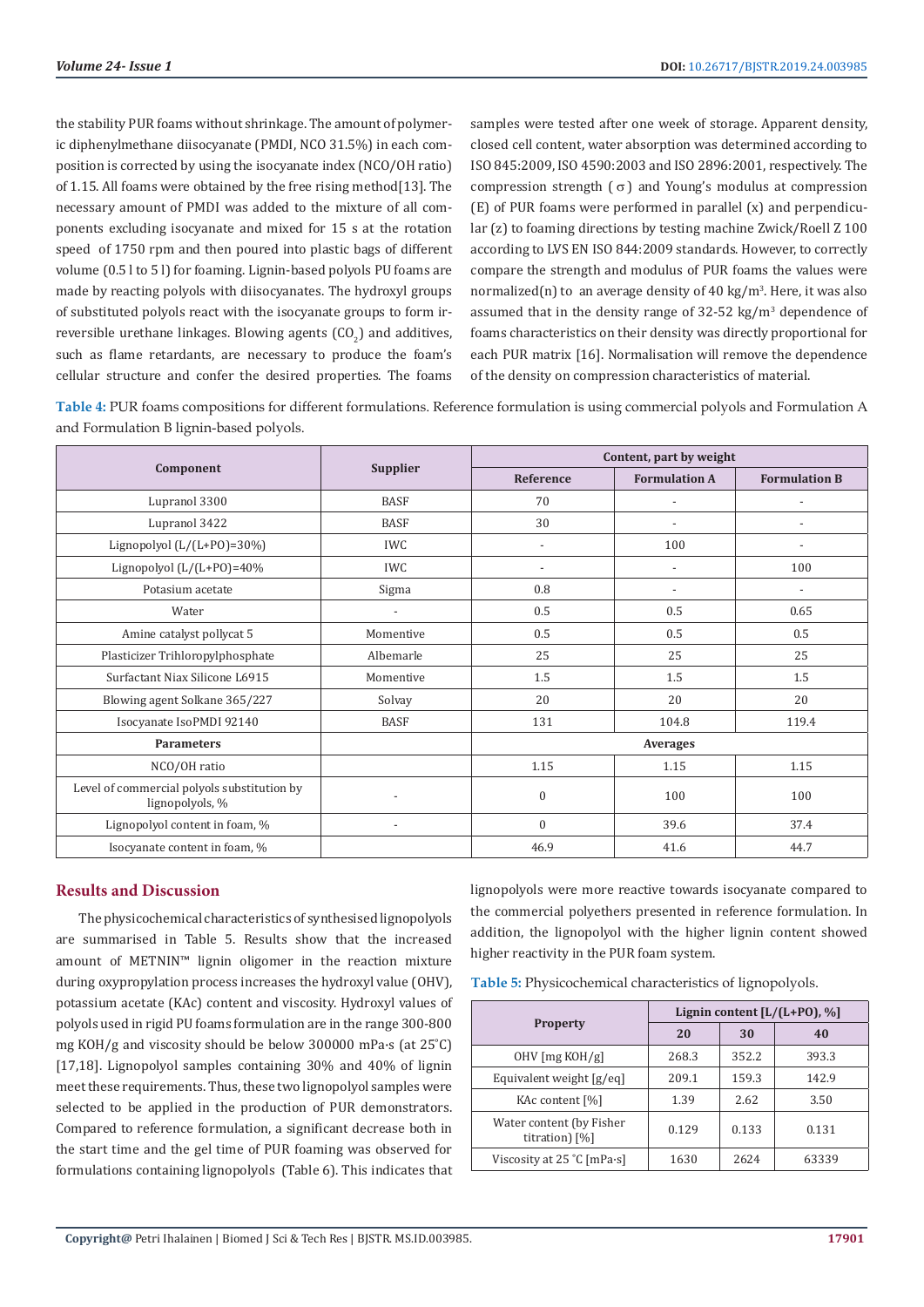the stability PUR foams without shrinkage. The amount of polymeric diphenylmethane diisocyanate (PMDI, NCO 31.5%) in each composition is corrected by using the isocyanate index (NCO/OH ratio) of 1.15. All foams were obtained by the free rising method[13]. The necessary amount of PMDI was added to the mixture of all components excluding isocyanate and mixed for 15 s at the rotation speed of 1750 rpm and then poured into plastic bags of different volume (0.5 l to 5 l) for foaming. Lignin-based polyols PU foams are made by reacting polyols with diisocyanates. The hydroxyl groups of substituted polyols react with the isocyanate groups to form irreversible urethane linkages. Blowing agents ($CO_2$) and additives, such as flame retardants, are necessary to produce the foam's cellular structure and confer the desired properties. The foams samples were tested after one week of storage. Apparent density, closed cell content, water absorption was determined according to ISO 845:2009, ISO 4590:2003 and ISO 2896:2001, respectively. The compression strength ($\sigma$) and Young's modulus at compression (E) of PUR foams were performed in parallel (x) and perpendicular (z) to foaming directions by testing machine Zwick/Roell Z 100 according to LVS EN ISO 844:2009 standards. However, to correctly compare the strength and modulus of PUR foams the values were normalized(n) to an average density of 40 kg/m$^3$. Here, it was also assumed that in the density range of 32-52 kg/m$^3$ dependence of foams characteristics on their density was directly proportional for each PUR matrix [16]. Normalisation will remove the dependence of the density on compression characteristics of material.

**Table 4:** PUR foams compositions for different formulations. Reference formulation is using commercial polyols and Formulation A and Formulation B lignin-based polyols.

| Component | Supplier | Content, part by weight | | |
|---|---|---|---|---|
| | | Reference | Formulation A | Formulation B |
| Lupranol 3300 | BASF | 70 | - | - |
| Lupranol 3422 | BASF | 30 | - | - |
| Lignopolyol (L/(L+PO)=30%) | IWC | - | 100 | - |
| Lignopolyol (L/(L+PO)=40% | IWC | - | - | 100 |
| Potasium acetate | Sigma | 0.8 | - | - |
| Water | - | 0.5 | 0.5 | 0.65 |
| Amine catalyst pollycat 5 | Momentive | 0.5 | 0.5 | 0.5 |
| Plasticizer Trihloropylphosphate | Albemarle | 25 | 25 | 25 |
| Surfactant Niax Silicone L6915 | Momentive | 1.5 | 1.5 | 1.5 |
| Blowing agent Solkane 365/227 | Solvay | 20 | 20 | 20 |
| Isocyanate IsoPMDI 92140 | BASF | 131 | 104.8 | 119.4 |
| **Parameters** | | **Averages** | | |
| NCO/OH ratio | | 1.15 | 1.15 | 1.15 |
| Level of commercial polyols substitution by lignopolyols, % | - | 0 | 100 | 100 |
| Lignopolyol content in foam, % | - | 0 | 39.6 | 37.4 |
| Isocyanate content in foam, % | | 46.9 | 41.6 | 44.7 |

## Results and Discussion

The physicochemical characteristics of synthesised lignopolyols are summarised in Table 5. Results show that the increased amount of METNIN™ lignin oligomer in the reaction mixture during oxypropylation process increases the hydroxyl value (OHV), potassium acetate (KAc) content and viscosity. Hydroxyl values of polyols used in rigid PU foams formulation are in the range 300-800 mg KOH/g and viscosity should be below 300000 mPa·s (at 25°C) [17,18]. Lignopolyol samples containing 30% and 40% of lignin meet these requirements. Thus, these two lignopolyol samples were selected to be applied in the production of PUR demonstrators. Compared to reference formulation, a significant decrease both in the start time and the gel time of PUR foaming was observed for formulations containing lignopolyols (Table 6). This indicates that lignopolyols were more reactive towards isocyanate compared to the commercial polyethers presented in reference formulation. In addition, the lignopolyol with the higher lignin content showed higher reactivity in the PUR foam system.

**Table 5:** Physicochemical characteristics of lignopolyols.

| Property | Lignin content [L/(L+PO), %] | | |
|---|---|---|---|
| | 20 | 30 | 40 |
| OHV [mg KOH/g] | 268.3 | 352.2 | 393.3 |
| Equivalent weight [g/eq] | 209.1 | 159.3 | 142.9 |
| KAc content [%] | 1.39 | 2.62 | 3.50 |
| Water content (by Fisher titration) [%] | 0.129 | 0.133 | 0.131 |
| Viscosity at 25 °C [mPa·s] | 1630 | 2624 | 63339 |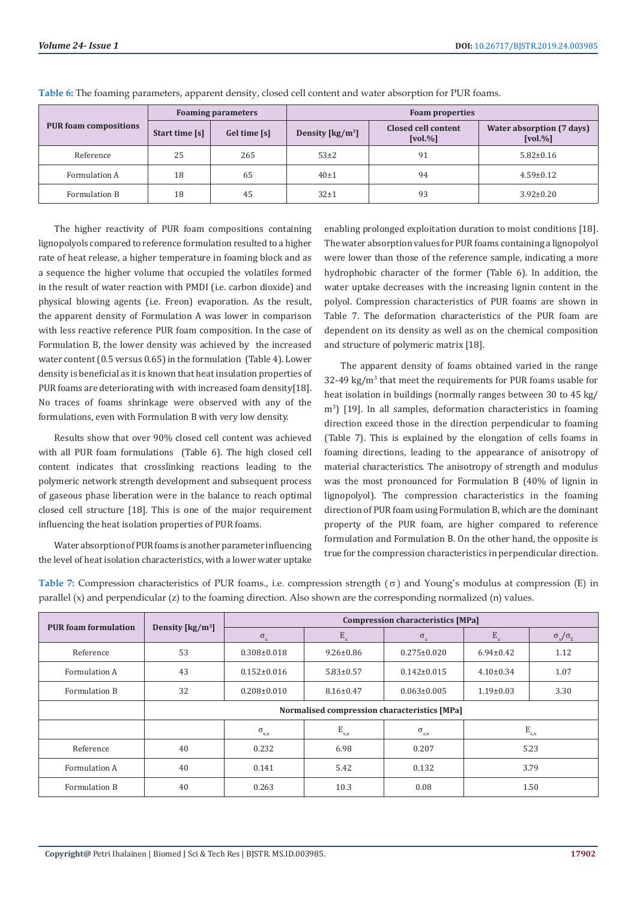**Table 6:** The foaming parameters, apparent density, closed cell content and water absorption for PUR foams.

| PUR foam compositions | Foaming parameters | | Foam properties | | |
|---|---|---|---|---|---|
| | Start time [s] | Gel time [s] | Density [kg/m$^3$] | Closed cell content [vol.%] | Water absorption (7 days) [vol.%] |
| Reference | 25 | 265 | 53±2 | 91 | 5.82±0.16 |
| Formulation A | 18 | 65 | 40±1 | 94 | 4.59±0.12 |
| Formulation B | 18 | 45 | 32±1 | 93 | 3.92±0.20 |

The higher reactivity of PUR foam compositions containing lignopolyols compared to reference formulation resulted to a higher rate of heat release, a higher temperature in foaming block and as a sequence the higher volume that occupied the volatiles formed in the result of water reaction with PMDI (i.e. carbon dioxide) and physical blowing agents (i.e. Freon) evaporation. As the result, the apparent density of Formulation A was lower in comparison with less reactive reference PUR foam composition. In the case of Formulation B, the lower density was achieved by the increased water content (0.5 versus 0.65) in the formulation (Table 4). Lower density is beneficial as it is known that heat insulation properties of PUR foams are deteriorating with with increased foam density[18]. No traces of foams shrinkage were observed with any of the formulations, even with Formulation B with very low density.

Results show that over 90% closed cell content was achieved with all PUR foam formulations (Table 6). The high closed cell content indicates that crosslinking reactions leading to the polymeric network strength development and subsequent process of gaseous phase liberation were in the balance to reach optimal closed cell structure [18]. This is one of the major requirement influencing the heat isolation properties of PUR foams.

Water absorption of PUR foams is another parameter influencing the level of heat isolation characteristics, with a lower water uptake enabling prolonged exploitation duration to moist conditions [18]. The water absorption values for PUR foams containing a lignopolyol were lower than those of the reference sample, indicating a more hydrophobic character of the former (Table 6). In addition, the water uptake decreases with the increasing lignin content in the polyol. Compression characteristics of PUR foams are shown in Table 7. The deformation characteristics of the PUR foam are dependent on its density as well as on the chemical composition and structure of polymeric matrix [18].

The apparent density of foams obtained varied in the range 32-49 kg/m$^3$ that meet the requirements for PUR foams usable for heat isolation in buildings (normally ranges between 30 to 45 kg/m$^3$) [19]. In all samples, deformation characteristics in foaming direction exceed those in the direction perpendicular to foaming (Table 7). This is explained by the elongation of cells foams in foaming directions, leading to the appearance of anisotropy of material characteristics. The anisotropy of strength and modulus was the most pronounced for Formulation B (40% of lignin in lignopolyol). The compression characteristics in the foaming direction of PUR foam using Formulation B, which are the dominant property of the PUR foam, are higher compared to reference formulation and Formulation B. On the other hand, the opposite is true for the compression characteristics in perpendicular direction.

**Table 7:** Compression characteristics of PUR foams., i.e. compression strength ($\sigma$) and Young's modulus at compression (E) in parallel (x) and perpendicular (z) to the foaming direction. Also shown are the corresponding normalized (n) values.

| PUR foam formulation | Density [kg/m$^3$] | Compression characteristics [MPa] | | | | |
|---|---|---|---|---|---|---|
| | | $\sigma_x$ | $E_x$ | $\sigma_z$ | $E_z$ | $\sigma_x/\sigma_z$ |
| Reference | 53 | 0.308±0.018 | 9.26±0.86 | 0.275±0.020 | 6.94±0.42 | 1.12 |
| Formulation A | 43 | 0.152±0.016 | 5.83±0.57 | 0.142±0.015 | 4.10±0.34 | 1.07 |
| Formulation B | 32 | 0.208±0.010 | 8.16±0.47 | 0.063±0.005 | 1.19±0.03 | 3.30 |
| | Normalised compression characteristics [MPa] | | | | | |
| | | $\sigma_{x,n}$ | $E_{x,n}$ | $\sigma_{z,n}$ | $E_{z,n}$ | |
| Reference | 40 | 0.232 | 6.98 | 0.207 | 5.23 | |
| Formulation A | 40 | 0.141 | 5.42 | 0.132 | 3.79 | |
| Formulation B | 40 | 0.263 | 10.3 | 0.08 | 1.50 | |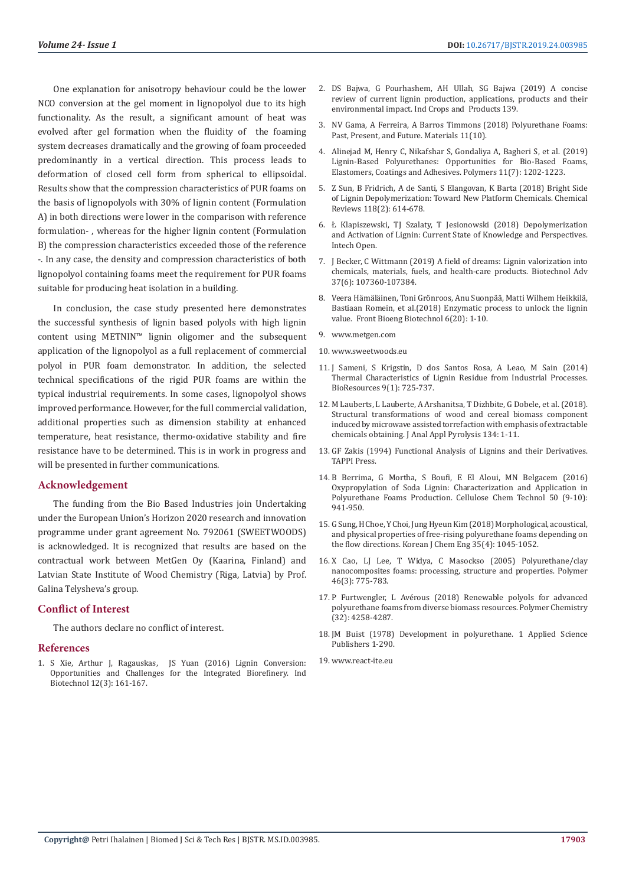One explanation for anisotropy behaviour could be the lower NCO conversion at the gel moment in lignopolyol due to its high functionality. As the result, a significant amount of heat was evolved after gel formation when the fluidity of the foaming system decreases dramatically and the growing of foam proceeded predominantly in a vertical direction. This process leads to deformation of closed cell form from spherical to ellipsoidal. Results show that the compression characteristics of PUR foams on the basis of lignopolyols with 30% of lignin content (Formulation A) in both directions were lower in the comparison with reference formulation- , whereas for the higher lignin content (Formulation B) the compression characteristics exceeded those of the reference -. In any case, the density and compression characteristics of both lignopolyol containing foams meet the requirement for PUR foams suitable for producing heat isolation in a building.

In conclusion, the case study presented here demonstrates the successful synthesis of lignin based polyols with high lignin content using METNIN™ lignin oligomer and the subsequent application of the lignopolyol as a full replacement of commercial polyol in PUR foam demonstrator. In addition, the selected technical specifications of the rigid PUR foams are within the typical industrial requirements. In some cases, lignopolyol shows improved performance. However, for the full commercial validation, additional properties such as dimension stability at enhanced temperature, heat resistance, thermo-oxidative stability and fire resistance have to be determined. This is in work in progress and will be presented in further communications.

## Acknowledgement

The funding from the Bio Based Industries join Undertaking under the European Union's Horizon 2020 research and innovation programme under grant agreement No. 792061 (SWEETWOODS) is acknowledged. It is recognized that results are based on the contractual work between MetGen Oy (Kaarina, Finland) and Latvian State Institute of Wood Chemistry (Riga, Latvia) by Prof. Galina Telysheva's group.

## Conflict of Interest

The authors declare no conflict of interest.

## References

1. S Xie, Arthur J, Ragauskas, JS Yuan (2016) Lignin Conversion: Opportunities and Challenges for the Integrated Biorefinery. Ind Biotechnol 12(3): 161-167.
2. DS Bajwa, G Pourhashem, AH Ullah, SG Bajwa (2019) A concise review of current lignin production, applications, products and their environmental impact. Ind Crops and Products 139.
3. NV Gama, A Ferreira, A Barros Timmons (2018) Polyurethane Foams: Past, Present, and Future. Materials 11(10).
4. Alinejad M, Henry C, Nikafshar S, Gondaliya A, Bagheri S, et al. (2019) Lignin-Based Polyurethanes: Opportunities for Bio-Based Foams, Elastomers, Coatings and Adhesives. Polymers 11(7): 1202-1223.
5. Z Sun, B Fridrich, A de Santi, S Elangovan, K Barta (2018) Bright Side of Lignin Depolymerization: Toward New Platform Chemicals. Chemical Reviews 118(2): 614-678.
6. Ł Klapiszewski, TJ Szalaty, T Jesionowski (2018) Depolymerization and Activation of Lignin: Current State of Knowledge and Perspectives. Intech Open.
7. J Becker, C Wittmann (2019) A field of dreams: Lignin valorization into chemicals, materials, fuels, and health-care products. Biotechnol Adv 37(6): 107360-107384.
8. Veera Hämäläinen, Toni Grönroos, Anu Suonpää, Matti Wilhem Heikkilä, Bastiaan Romein, et al.(2018) Enzymatic process to unlock the lignin value. Front Bioeng Biotechnol 6(20): 1-10.
9. www.metgen.com
10. www.sweetwoods.eu
11. J Sameni, S Krigstin, D dos Santos Rosa, A Leao, M Sain (2014) Thermal Characteristics of Lignin Residue from Industrial Processes. BioResources 9(1): 725-737.
12. M Lauberts, L Lauberte, A Arshanitsa, T Dizhbite, G Dobele, et al. (2018). Structural transformations of wood and cereal biomass component induced by microwave assisted torrefaction with emphasis of extractable chemicals obtaining. J Anal Appl Pyrolysis 134: 1-11.
13. GF Zakis (1994) Functional Analysis of Lignins and their Derivatives. TAPPI Press.
14. B Berrima, G Mortha, S Boufi, E El Aloui, MN Belgacem (2016) Oxypropylation of Soda Lignin: Characterization and Application in Polyurethane Foams Production. Cellulose Chem Technol 50 (9-10): 941-950.
15. G Sung, H Choe, Y Choi, Jung Hyeun Kim (2018) Morphological, acoustical, and physical properties of free-rising polyurethane foams depending on the flow directions. Korean J Chem Eng 35(4): 1045-1052.
16. X Cao, LJ Lee, T Widya, C Masockso (2005) Polyurethane/clay nanocomposites foams: processing, structure and properties. Polymer 46(3): 775-783.
17. P Furtwengler, L Avérous (2018) Renewable polyols for advanced polyurethane foams from diverse biomass resources. Polymer Chemistry (32): 4258-4287.
18. JM Buist (1978) Development in polyurethane. 1 Applied Science Publishers 1-290.
19. www.react-ite.eu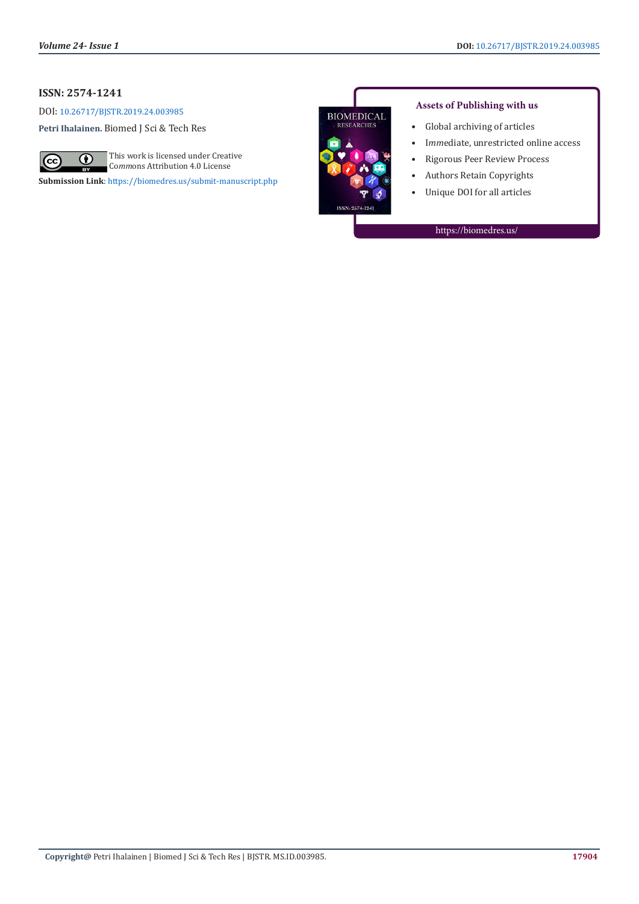**ISSN: 2574-1241**

DOI: 10.26717/BJSTR.2019.24.003985

**Petri Ihalainen.** Biomed J Sci & Tech Res

This work is licensed under Creative Commons Attribution 4.0 License

**Submission Link**: https://biomedres.us/submit-manuscript.php

### Assets of Publishing with us

- Global archiving of articles
- Immediate, unrestricted online access
- Rigorous Peer Review Process
- Authors Retain Copyrights
- Unique DOI for all articles

https://biomedres.us/